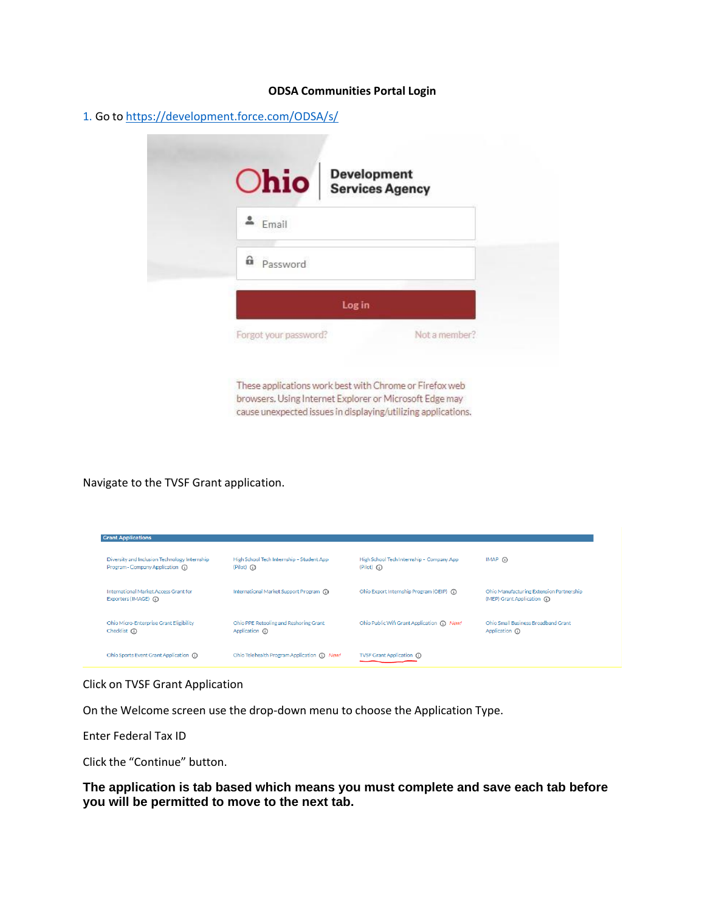**ODSA Communities Portal Login**

1. Go to https://development.force.com/ODSA/s/

Navigate to the TVSF Grant application.

Click on TVSF Grant Application

On the Welcome screen use the drop-down menu to choose the Application Type.

Enter Federal Tax ID

Click the "Continue" button.

**The application is tab based which means you must complete and save each tab before you will be permitted to move to the next tab.**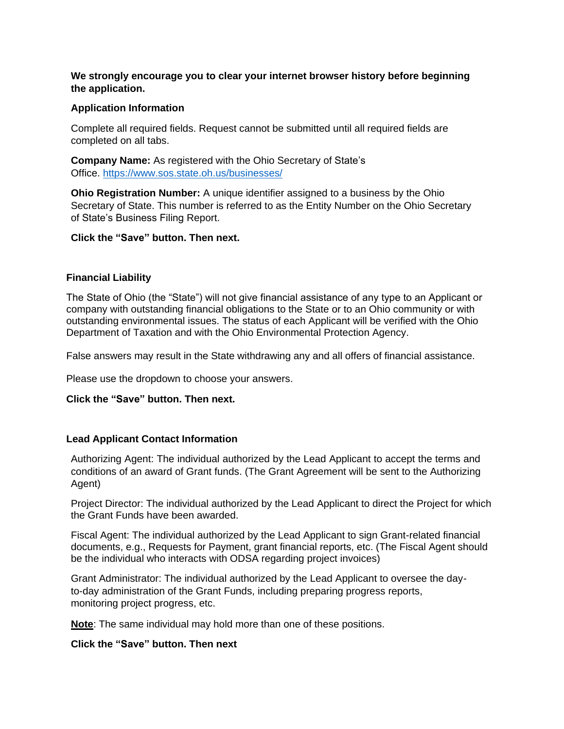**We strongly encourage you to clear your internet browser history before beginning the application.**

**Application Information**

Complete all required fields. Request cannot be submitted until all required fields are completed on all tabs.

**Company Name:** As registered with the Ohio Secretary of State's Office. [https://www.sos.state.oh.us/businesses/](https://www.sos.state.oh.us/businesses/)

**Ohio Registration Number:** A unique identifier assigned to a business by the Ohio Secretary of State. This number is referred to as the Entity Number on the Ohio Secretary of State's Business Filing Report.

**Click the "Save" button. Then next.**

**Financial Liability**

The State of Ohio (the "State") will not give financial assistance of any type to an Applicant or company with outstanding financial obligations to the State or to an Ohio community or with outstanding environmental issues. The status of each Applicant will be verified with the Ohio Department of Taxation and with the Ohio Environmental Protection Agency.

False answers may result in the State withdrawing any and all offers of financial assistance.

Please use the dropdown to choose your answers.

**Click the "Save" button. Then next.**

**Lead Applicant Contact Information**

Authorizing Agent: The individual authorized by the Lead Applicant to accept the terms and conditions of an award of Grant funds. (The Grant Agreement will be sent to the Authorizing Agent)

Project Director: The individual authorized by the Lead Applicant to direct the Project for which the Grant Funds have been awarded.

Fiscal Agent: The individual authorized by the Lead Applicant to sign Grant-related financial documents, e.g., Requests for Payment, grant financial reports, etc. (The Fiscal Agent should be the individual who interacts with ODSA regarding project invoices)

Grant Administrator: The individual authorized by the Lead Applicant to oversee the day-to-day administration of the Grant Funds, including preparing progress reports, monitoring project progress, etc.

**Note**: The same individual may hold more than one of these positions.

**Click the "Save" button. Then next**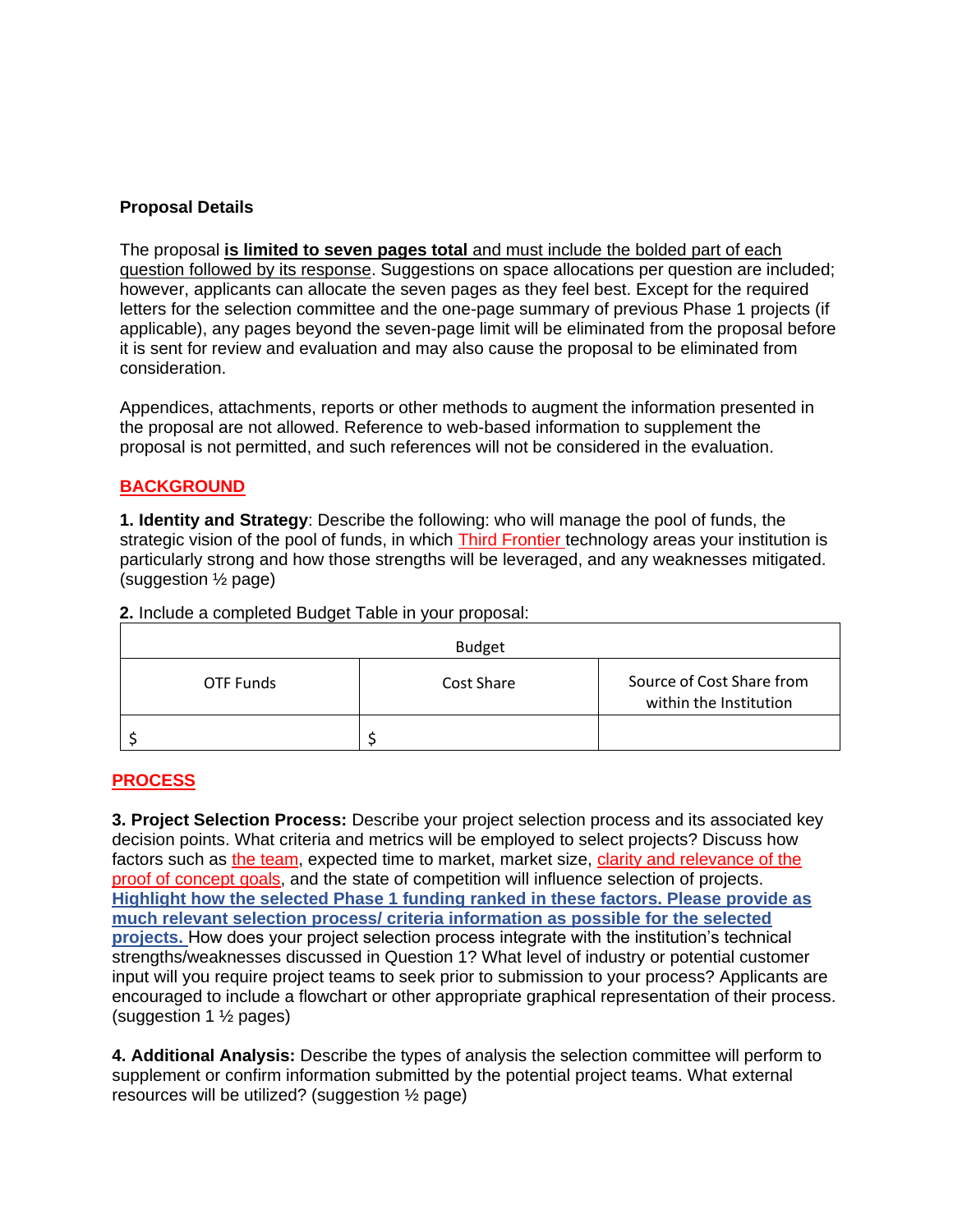**Proposal Details**

The proposal **is limited to seven pages total** and must include the bolded part of each question followed by its response. Suggestions on space allocations per question are included; however, applicants can allocate the seven pages as they feel best. Except for the required letters for the selection committee and the one-page summary of previous Phase 1 projects (if applicable), any pages beyond the seven-page limit will be eliminated from the proposal before it is sent for review and evaluation and may also cause the proposal to be eliminated from consideration.

Appendices, attachments, reports or other methods to augment the information presented in the proposal are not allowed. Reference to web-based information to supplement the proposal is not permitted, and such references will not be considered in the evaluation.

## BACKGROUND

**1. Identity and Strategy**: Describe the following: who will manage the pool of funds, the strategic vision of the pool of funds, in which Third Frontier technology areas your institution is particularly strong and how those strengths will be leveraged, and any weaknesses mitigated. (suggestion ½ page)

**2.** Include a completed Budget Table in your proposal:

| Budget | | |
|---|---|---|
| OTF Funds | Cost Share | Source of Cost Share from within the Institution |
| $ | $ | |

## PROCESS

**3. Project Selection Process:** Describe your project selection process and its associated key decision points. What criteria and metrics will be employed to select projects? Discuss how factors such as the team, expected time to market, market size, clarity and relevance of the proof of concept goals, and the state of competition will influence selection of projects. **Highlight how the selected Phase 1 funding ranked in these factors. Please provide as much relevant selection process/ criteria information as possible for the selected projects.** How does your project selection process integrate with the institution's technical strengths/weaknesses discussed in Question 1? What level of industry or potential customer input will you require project teams to seek prior to submission to your process? Applicants are encouraged to include a flowchart or other appropriate graphical representation of their process. (suggestion 1 ½ pages)

**4. Additional Analysis:** Describe the types of analysis the selection committee will perform to supplement or confirm information submitted by the potential project teams. What external resources will be utilized? (suggestion ½ page)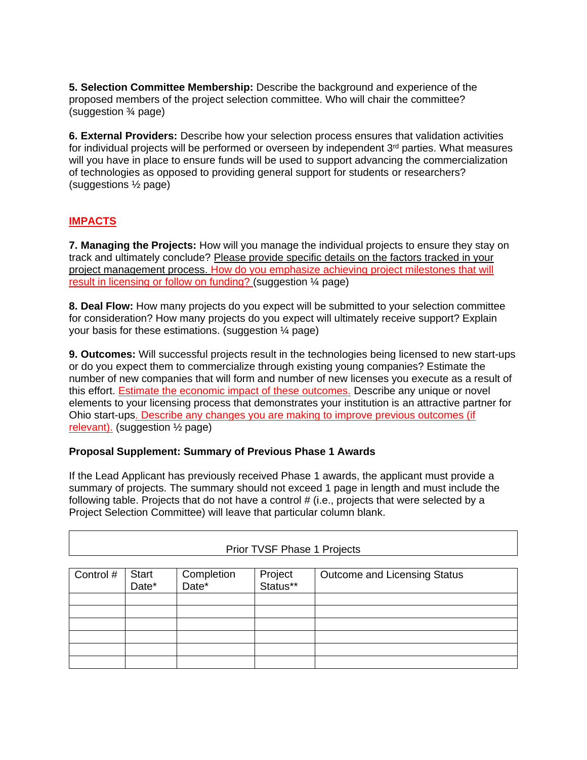**5. Selection Committee Membership:** Describe the background and experience of the proposed members of the project selection committee. Who will chair the committee? (suggestion ¾ page)

**6. External Providers:** Describe how your selection process ensures that validation activities for individual projects will be performed or overseen by independent 3rd parties. What measures will you have in place to ensure funds will be used to support advancing the commercialization of technologies as opposed to providing general support for students or researchers? (suggestions ½ page)

## IMPACTS

**7. Managing the Projects:** How will you manage the individual projects to ensure they stay on track and ultimately conclude? Please provide specific details on the factors tracked in your project management process. How do you emphasize achieving project milestones that will result in licensing or follow on funding? (suggestion ¼ page)

**8. Deal Flow:** How many projects do you expect will be submitted to your selection committee for consideration? How many projects do you expect will ultimately receive support? Explain your basis for these estimations. (suggestion ¼ page)

**9. Outcomes:** Will successful projects result in the technologies being licensed to new start-ups or do you expect them to commercialize through existing young companies? Estimate the number of new companies that will form and number of new licenses you execute as a result of this effort. Estimate the economic impact of these outcomes. Describe any unique or novel elements to your licensing process that demonstrates your institution is an attractive partner for Ohio start-ups. Describe any changes you are making to improve previous outcomes (if relevant). (suggestion ½ page)

**Proposal Supplement: Summary of Previous Phase 1 Awards**

If the Lead Applicant has previously received Phase 1 awards, the applicant must provide a summary of projects. The summary should not exceed 1 page in length and must include the following table. Projects that do not have a control # (i.e., projects that were selected by a Project Selection Committee) will leave that particular column blank.

| Prior TVSF Phase 1 Projects | | | | |
|---|---|---|---|---|
| Control # | Start Date* | Completion Date* | Project Status** | Outcome and Licensing Status |
| | | | | |
| | | | | |
| | | | | |
| | | | | |
| | | | | |
| | | | | |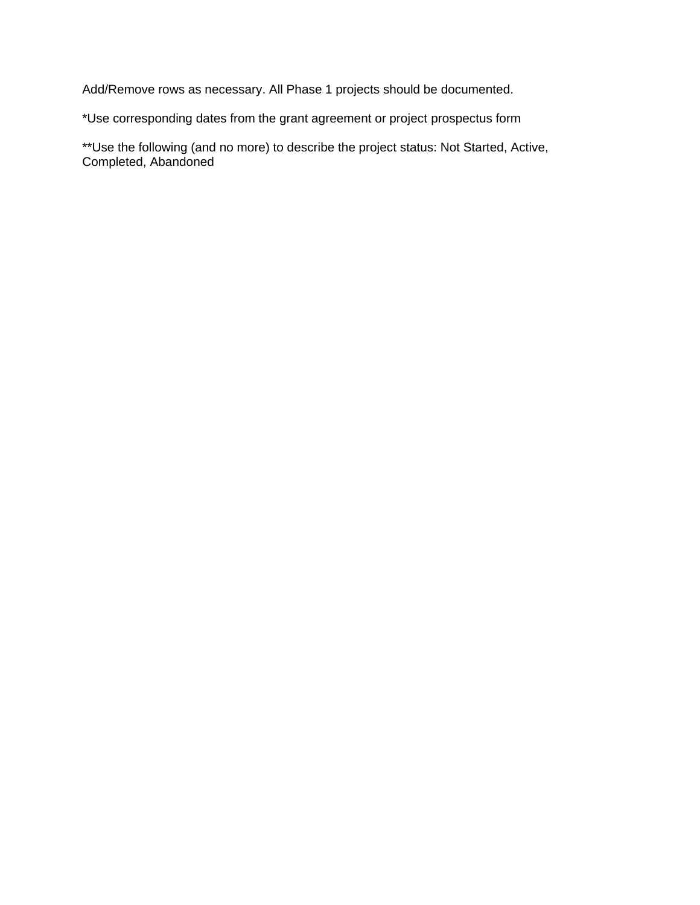Add/Remove rows as necessary. All Phase 1 projects should be documented.

*Use corresponding dates from the grant agreement or project prospectus form

**Use the following (and no more) to describe the project status: Not Started, Active, Completed, Abandoned